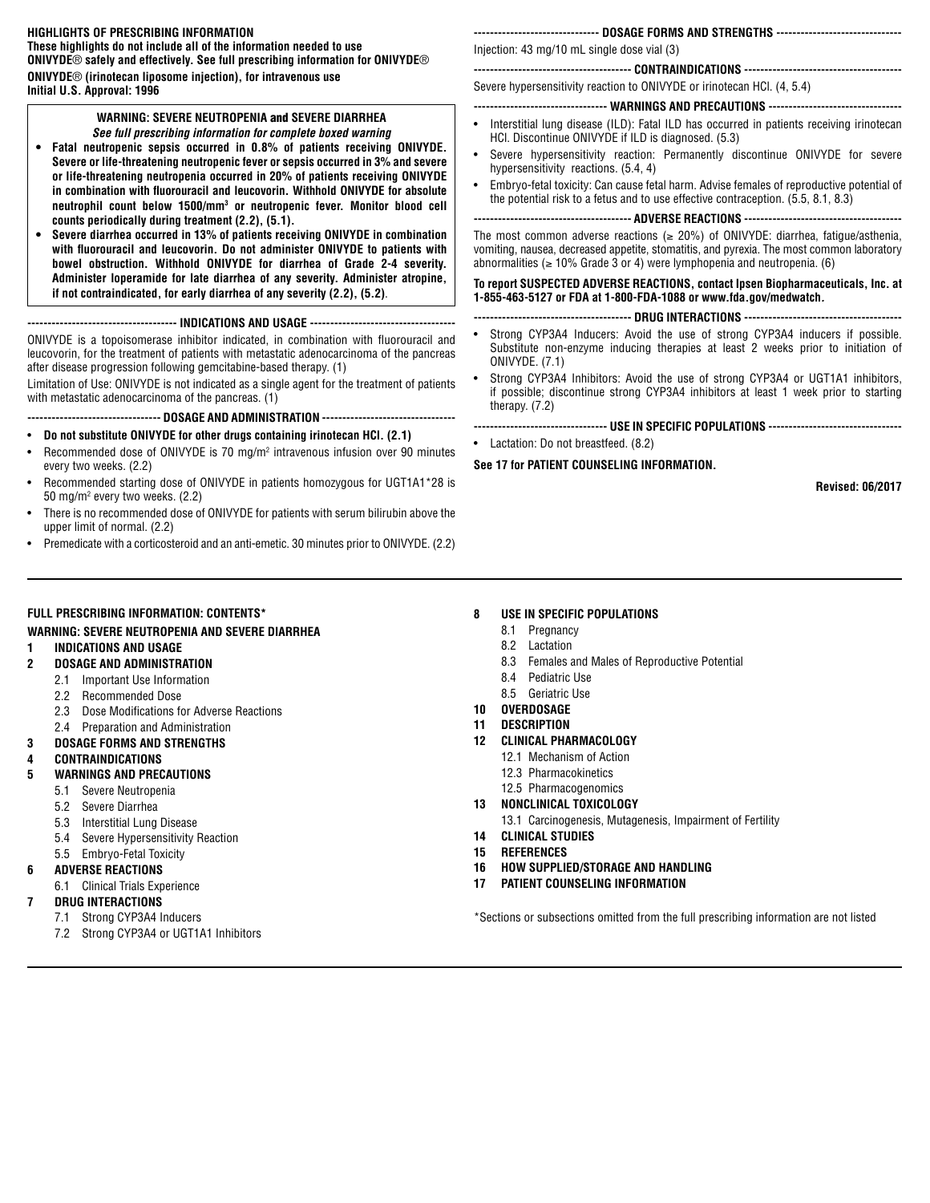**HIGHLIGHTS OF PRESCRIBING INFORMATION**
**These highlights do not include all of the information needed to use ONIVYDE® safely and effectively. See full prescribing information for ONIVYDE®**
**ONIVYDE® (irinotecan liposome injection), for intravenous use**
**Initial U.S. Approval: 1996**

**WARNING: SEVERE NEUTROPENIA and SEVERE DIARRHEA**
***See full prescribing information for complete boxed warning***

- **Fatal neutropenic sepsis occurred in 0.8% of patients receiving ONIVYDE. Severe or life-threatening neutropenic fever or sepsis occurred in 3% and severe or life-threatening neutropenia occurred in 20% of patients receiving ONIVYDE in combination with fluorouracil and leucovorin. Withhold ONIVYDE for absolute neutrophil count below 1500/mm$^3$ or neutropenic fever. Monitor blood cell counts periodically during treatment (2.2), (5.1).**
- **Severe diarrhea occurred in 13% of patients receiving ONIVYDE in combination with fluorouracil and leucovorin. Do not administer ONIVYDE to patients with bowel obstruction. Withhold ONIVYDE for diarrhea of Grade 2-4 severity. Administer loperamide for late diarrhea of any severity. Administer atropine, if not contraindicated, for early diarrhea of any severity (2.2), (5.2).**

**---------- INDICATIONS AND USAGE ----------**

ONIVYDE is a topoisomerase inhibitor indicated, in combination with fluorouracil and leucovorin, for the treatment of patients with metastatic adenocarcinoma of the pancreas after disease progression following gemcitabine-based therapy. (1)

Limitation of Use: ONIVYDE is not indicated as a single agent for the treatment of patients with metastatic adenocarcinoma of the pancreas. (1)

**---------- DOSAGE AND ADMINISTRATION ----------**

- **Do not substitute ONIVYDE for other drugs containing irinotecan HCl. (2.1)**
- Recommended dose of ONIVYDE is 70 mg/m$^2$ intravenous infusion over 90 minutes every two weeks. (2.2)
- Recommended starting dose of ONIVYDE in patients homozygous for UGT1A1*28 is 50 mg/m$^2$ every two weeks. (2.2)
- There is no recommended dose of ONIVYDE for patients with serum bilirubin above the upper limit of normal. (2.2)
- Premedicate with a corticosteroid and an anti-emetic. 30 minutes prior to ONIVYDE. (2.2)

**---------- DOSAGE FORMS AND STRENGTHS ----------**

Injection: 43 mg/10 mL single dose vial (3)

**---------- CONTRAINDICATIONS ----------**

Severe hypersensitivity reaction to ONIVYDE or irinotecan HCl. (4, 5.4)

**---------- WARNINGS AND PRECAUTIONS ----------**

- Interstitial lung disease (ILD): Fatal ILD has occurred in patients receiving irinotecan HCl. Discontinue ONIVYDE if ILD is diagnosed. (5.3)
- Severe hypersensitivity reaction: Permanently discontinue ONIVYDE for severe hypersensitivity reactions. (5.4, 4)
- Embryo-fetal toxicity: Can cause fetal harm. Advise females of reproductive potential of the potential risk to a fetus and to use effective contraception. (5.5, 8.1, 8.3)

**---------- ADVERSE REACTIONS ----------**

The most common adverse reactions (≥ 20%) of ONIVYDE: diarrhea, fatigue/asthenia, vomiting, nausea, decreased appetite, stomatitis, and pyrexia. The most common laboratory abnormalities (≥ 10% Grade 3 or 4) were lymphopenia and neutropenia. (6)

**To report SUSPECTED ADVERSE REACTIONS, contact Ipsen Biopharmaceuticals, Inc. at 1-855-463-5127 or FDA at 1-800-FDA-1088 or www.fda.gov/medwatch.**

**---------- DRUG INTERACTIONS ----------**

- Strong CYP3A4 Inducers: Avoid the use of strong CYP3A4 inducers if possible. Substitute non-enzyme inducing therapies at least 2 weeks prior to initiation of ONIVYDE. (7.1)
- Strong CYP3A4 Inhibitors: Avoid the use of strong CYP3A4 or UGT1A1 inhibitors, if possible; discontinue strong CYP3A4 inhibitors at least 1 week prior to starting therapy. (7.2)

**---------- USE IN SPECIFIC POPULATIONS ----------**

- Lactation: Do not breastfeed. (8.2)

**See 17 for PATIENT COUNSELING INFORMATION.**

**Revised: 06/2017**

---

**FULL PRESCRIBING INFORMATION: CONTENTS***

**WARNING: SEVERE NEUTROPENIA AND SEVERE DIARRHEA**

**1 INDICATIONS AND USAGE**

**2 DOSAGE AND ADMINISTRATION**
- 2.1 Important Use Information
- 2.2 Recommended Dose
- 2.3 Dose Modifications for Adverse Reactions
- 2.4 Preparation and Administration

**3 DOSAGE FORMS AND STRENGTHS**

**4 CONTRAINDICATIONS**

**5 WARNINGS AND PRECAUTIONS**
- 5.1 Severe Neutropenia
- 5.2 Severe Diarrhea
- 5.3 Interstitial Lung Disease
- 5.4 Severe Hypersensitivity Reaction
- 5.5 Embryo-Fetal Toxicity

**6 ADVERSE REACTIONS**
- 6.1 Clinical Trials Experience

**7 DRUG INTERACTIONS**
- 7.1 Strong CYP3A4 Inducers
- 7.2 Strong CYP3A4 or UGT1A1 Inhibitors

**8 USE IN SPECIFIC POPULATIONS**
- 8.1 Pregnancy
- 8.2 Lactation
- 8.3 Females and Males of Reproductive Potential
- 8.4 Pediatric Use
- 8.5 Geriatric Use

**10 OVERDOSAGE**

**11 DESCRIPTION**

**12 CLINICAL PHARMACOLOGY**
- 12.1 Mechanism of Action
- 12.3 Pharmacokinetics
- 12.5 Pharmacogenomics

**13 NONCLINICAL TOXICOLOGY**
- 13.1 Carcinogenesis, Mutagenesis, Impairment of Fertility

**14 CLINICAL STUDIES**

**15 REFERENCES**

**16 HOW SUPPLIED/STORAGE AND HANDLING**

**17 PATIENT COUNSELING INFORMATION**

*Sections or subsections omitted from the full prescribing information are not listed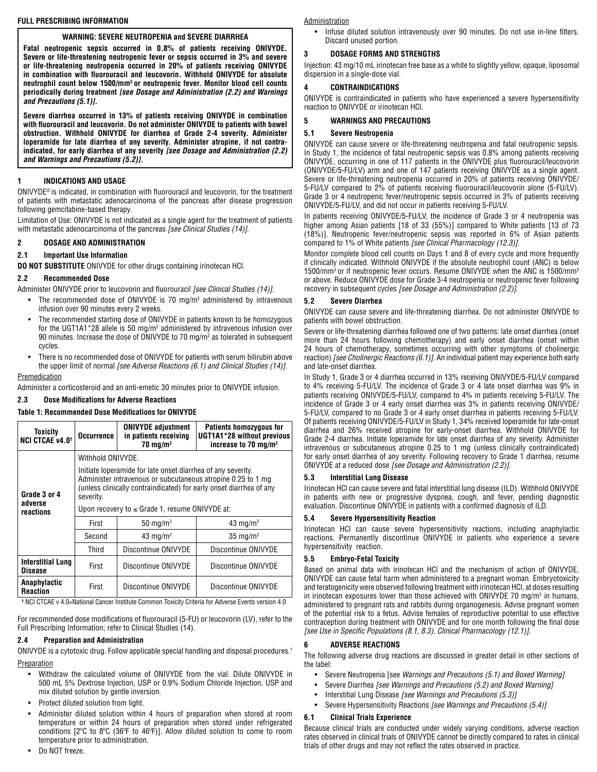# FULL PRESCRIBING INFORMATION

**WARNING: SEVERE NEUTROPENIA and SEVERE DIARRHEA**

**Fatal neutropenic sepsis occurred in 0.8% of patients receiving ONIVYDE. Severe or life-threatening neutropenic fever or sepsis occurred in 3% and severe or life-threatening neutropenia occurred in 20% of patients receiving ONIVYDE in combination with fluorouracil and leucovorin. Withhold ONIVYDE for absolute neutrophil count below 1500/mm³ or neutropenic fever. Monitor blood cell counts periodically during treatment *[see Dosage and Administration (2.2) and Warnings and Precautions (5.1)]*.**

**Severe diarrhea occurred in 13% of patients receiving ONIVYDE in combination with fluorouracil and leucovorin. Do not administer ONIVYDE to patients with bowel obstruction. Withhold ONIVYDE for diarrhea of Grade 2-4 severity. Administer loperamide for late diarrhea of any severity. Administer atropine, if not contraindicated, for early diarrhea of any severity *[see Dosage and Administration (2.2) and Warnings and Precautions (5.2)]*.**

## 1 INDICATIONS AND USAGE

ONIVYDE® is indicated, in combination with fluorouracil and leucovorin, for the treatment of patients with metastatic adenocarcinoma of the pancreas after disease progression following gemcitabine-based therapy.

Limitation of Use: ONIVYDE is not indicated as a single agent for the treatment of patients with metastatic adenocarcinoma of the pancreas *[see Clinical Studies (14)]*.

## 2 DOSAGE AND ADMINISTRATION

### 2.1 Important Use Information

**DO NOT SUBSTITUTE** ONIVYDE for other drugs containing irinotecan HCl.

### 2.2 Recommended Dose

Administer ONIVYDE prior to leucovorin and fluorouracil *[see Clinical Studies (14)]*.

- The recommended dose of ONIVYDE is 70 mg/m² administered by intravenous infusion over 90 minutes every 2 weeks.
- The recommended starting dose of ONIVYDE in patients known to be homozygous for the UGT1A1*28 allele is 50 mg/m² administered by intravenous infusion over 90 minutes. Increase the dose of ONIVYDE to 70 mg/m² as tolerated in subsequent cycles.
- There is no recommended dose of ONIVYDE for patients with serum bilirubin above the upper limit of normal *[see Adverse Reactions (6.1) and Clinical Studies (14)]*.

Premedication

Administer a corticosteroid and an anti-emetic 30 minutes prior to ONIVYDE infusion.

### 2.3 Dose Modifications for Adverse Reactions

**Table 1: Recommended Dose Modifications for ONIVYDE**

| Toxicity NCI CTCAE v4.0† | Occurrence | ONIVYDE adjustment in patients receiving 70 mg/m² | Patients homozygous for UGT1A1*28 without previous increase to 70 mg/m² |
|---|---|---|---|
| Grade 3 or 4 adverse reactions | Withhold ONIVYDE. Initiate loperamide for late onset diarrhea of any severity. Administer intravenous or subcutaneous atropine 0.25 to 1 mg (unless clinically contraindicated) for early onset diarrhea of any severity. Upon recovery to ≤ Grade 1, resume ONIVYDE at: | | |
| | First | 50 mg/m² | 43 mg/m² |
| | Second | 43 mg/m² | 35 mg/m² |
| | Third | Discontinue ONIVYDE | Discontinue ONIVYDE |
| Interstitial Lung Disease | First | Discontinue ONIVYDE | Discontinue ONIVYDE |
| Anaphylactic Reaction | First | Discontinue ONIVYDE | Discontinue ONIVYDE |

† NCI CTCAE v 4.0=National Cancer Institute Common Toxicity Criteria for Adverse Events version 4.0

For recommended dose modifications of fluorouracil (5-FU) or leucovorin (LV), refer to the Full Prescribing Information; refer to Clinical Studies (14).

### 2.4 Preparation and Administration

ONIVYDE is a cytotoxic drug. Follow applicable special handling and disposal procedures.[1]

Preparation

- Withdraw the calculated volume of ONIVYDE from the vial. Dilute ONIVYDE in 500 mL 5% Dextrose Injection, USP or 0.9% Sodium Chloride Injection, USP and mix diluted solution by gentle inversion.
- Protect diluted solution from light.
- Administer diluted solution within 4 hours of preparation when stored at room temperature or within 24 hours of preparation when stored under refrigerated conditions [2ºC to 8ºC (36ºF to 46ºF)]. Allow diluted solution to come to room temperature prior to administration.
- Do NOT freeze.

Administration

- Infuse diluted solution intravenously over 90 minutes. Do not use in-line filters. Discard unused portion.

## 3 DOSAGE FORMS AND STRENGTHS

Injection: 43 mg/10 mL irinotecan free base as a white to slightly yellow, opaque, liposomal dispersion in a single-dose vial.

## 4 CONTRAINDICATIONS

ONIVYDE is contraindicated in patients who have experienced a severe hypersensitivity reaction to ONIVYDE or irinotecan HCl.

## 5 WARNINGS AND PRECAUTIONS

### 5.1 Severe Neutropenia

ONIVYDE can cause severe or life-threatening neutropenia and fatal neutropenic sepsis. In Study 1, the incidence of fatal neutropenic sepsis was 0.8% among patients receiving ONIVYDE, occurring in one of 117 patients in the ONIVYDE plus fluorouracil/leucovorin (ONIVYDE/5-FU/LV) arm and one of 147 patients receiving ONIVYDE as a single agent. Severe or life-threatening neutropenia occurred in 20% of patients receiving ONIVYDE/5-FU/LV compared to 2% of patients receiving fluorouracil/leucovorin alone (5-FU/LV). Grade 3 or 4 neutropenic fever/neutropenic sepsis occurred in 3% of patients receiving ONIVYDE/5-FU/LV, and did not occur in patients receiving 5-FU/LV.

In patients receiving ONIVYDE/5-FU/LV, the incidence of Grade 3 or 4 neutropenia was higher among Asian patients [18 of 33 (55%)] compared to White patients [13 of 73 (18%)]. Neutropenic fever/neutropenic sepsis was reported in 6% of Asian patients compared to 1% of White patients *[see Clinical Pharmacology (12.3)]*.

Monitor complete blood cell counts on Days 1 and 8 of every cycle and more frequently if clinically indicated. Withhold ONIVYDE if the absolute neutrophil count (ANC) is below 1500/mm³ or if neutropenic fever occurs. Resume ONIVYDE when the ANC is 1500/mm³ or above. Reduce ONIVYDE dose for Grade 3-4 neutropenia or neutropenic fever following recovery in subsequent cycles *[see Dosage and Administration (2.2)]*.

### 5.2 Severe Diarrhea

ONIVYDE can cause severe and life-threatening diarrhea. Do not administer ONIVYDE to patients with bowel obstruction.

Severe or life-threatening diarrhea followed one of two patterns: late onset diarrhea (onset more than 24 hours following chemotherapy) and early onset diarrhea (onset within 24 hours of chemotherapy, sometimes occurring with other symptoms of cholinergic reaction) *[see Cholinergic Reactions (6.1)]*. An individual patient may experience both early and late-onset diarrhea.

In Study 1, Grade 3 or 4 diarrhea occurred in 13% receiving ONIVYDE/5-FU/LV compared to 4% receiving 5-FU/LV. The incidence of Grade 3 or 4 late onset diarrhea was 9% in patients receiving ONIVYDE/5-FU/LV, compared to 4% in patients receiving 5-FU/LV. The incidence of Grade 3 or 4 early onset diarrhea was 3% in patients receiving ONIVYDE/5-FU/LV, compared to no Grade 3 or 4 early onset diarrhea in patients receiving 5-FU/LV. Of patients receiving ONIVYDE/5-FU/LV in Study 1, 34% received loperamide for late-onset diarrhea and 26% received atropine for early-onset diarrhea. Withhold ONIVYDE for Grade 2-4 diarrhea. Initiate loperamide for late onset diarrhea of any severity. Administer intravenous or subcutaneous atropine 0.25 to 1 mg (unless clinically contraindicated) for early onset diarrhea of any severity. Following recovery to Grade 1 diarrhea, resume ONIVYDE at a reduced dose *[see Dosage and Administration (2.2)]*.

### 5.3 Interstitial Lung Disease

Irinotecan HCl can cause severe and fatal interstitial lung disease (ILD). Withhold ONIVYDE in patients with new or progressive dyspnea, cough, and fever, pending diagnostic evaluation. Discontinue ONIVYDE in patients with a confirmed diagnosis of ILD.

### 5.4 Severe Hypersensitivity Reaction

Irinotecan HCl can cause severe hypersensitivity reactions, including anaphylactic reactions. Permanently discontinue ONIVYDE in patients who experience a severe hypersensitivity reaction.

### 5.5 Embryo-Fetal Toxicity

Based on animal data with irinotecan HCl and the mechanism of action of ONIVYDE, ONIVYDE can cause fetal harm when administered to a pregnant woman. Embryotoxicity and teratogenicity were observed following treatment with irinotecan HCl, at doses resulting in irinotecan exposures lower than those achieved with ONIVYDE 70 mg/m² in humans, administered to pregnant rats and rabbits during organogenesis. Advise pregnant women of the potential risk to a fetus. Advise females of reproductive potential to use effective contraception during treatment with ONIVYDE and for one month following the final dose *[see Use in Specific Populations (8.1, 8.3), Clinical Pharmacology (12.1)]*.

## 6 ADVERSE REACTIONS

The following adverse drug reactions are discussed in greater detail in other sections of the label:

- Severe Neutropenia [see *Warnings and Precautions (5.1) and Boxed Warning]*
- Severe Diarrhea *[see Warnings and Precautions (5.2) and Boxed Warning]*
- Interstitial Lung Disease *[see Warnings and Precautions (5.3)]*
- Severe Hypersensitivity Reactions *[see Warnings and Precautions (5.4)]*

### 6.1 Clinical Trials Experience

Because clinical trials are conducted under widely varying conditions, adverse reaction rates observed in clinical trials of ONIVYDE cannot be directly compared to rates in clinical trials of other drugs and may not reflect the rates observed in practice.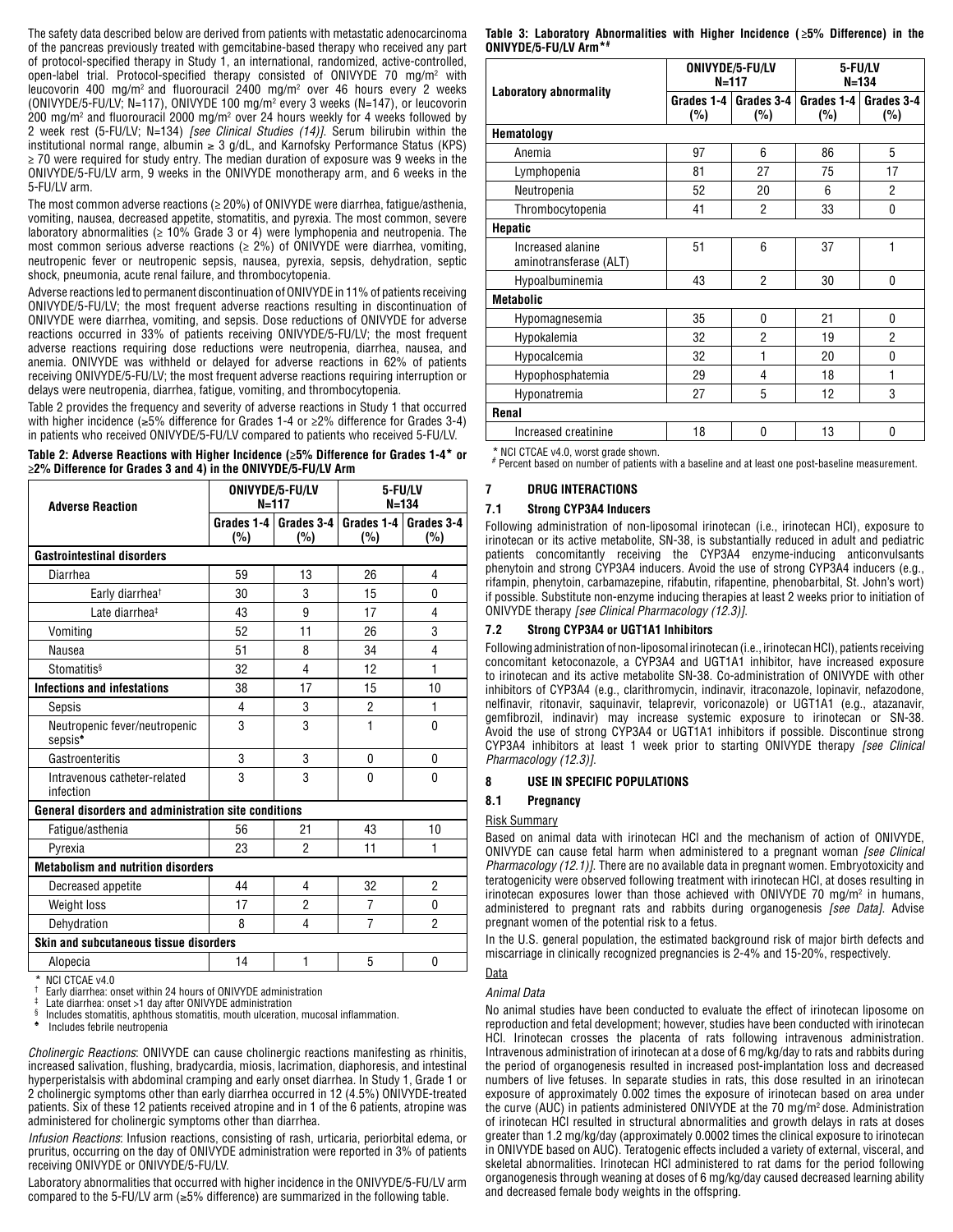The safety data described below are derived from patients with metastatic adenocarcinoma of the pancreas previously treated with gemcitabine-based therapy who received any part of protocol-specified therapy in Study 1, an international, randomized, active-controlled, open-label trial. Protocol-specified therapy consisted of ONIVYDE 70 mg/m² with leucovorin 400 mg/m² and fluorouracil 2400 mg/m² over 46 hours every 2 weeks (ONIVYDE/5-FU/LV; N=117), ONIVYDE 100 mg/m² every 3 weeks (N=147), or leucovorin 200 mg/m² and fluorouracil 2000 mg/m² over 24 hours weekly for 4 weeks followed by 2 week rest (5-FU/LV; N=134) *[see Clinical Studies (14)]*. Serum bilirubin within the institutional normal range, albumin ≥ 3 g/dL, and Karnofsky Performance Status (KPS) ≥ 70 were required for study entry. The median duration of exposure was 9 weeks in the ONIVYDE/5-FU/LV arm, 9 weeks in the ONIVYDE monotherapy arm, and 6 weeks in the 5-FU/LV arm.

The most common adverse reactions (≥ 20%) of ONIVYDE were diarrhea, fatigue/asthenia, vomiting, nausea, decreased appetite, stomatitis, and pyrexia. The most common, severe laboratory abnormalities (≥ 10% Grade 3 or 4) were lymphopenia and neutropenia. The most common serious adverse reactions (≥ 2%) of ONIVYDE were diarrhea, vomiting, neutropenic fever or neutropenic sepsis, nausea, pyrexia, sepsis, dehydration, septic shock, pneumonia, acute renal failure, and thrombocytopenia.

Adverse reactions led to permanent discontinuation of ONIVYDE in 11% of patients receiving ONIVYDE/5-FU/LV; the most frequent adverse reactions resulting in discontinuation of ONIVYDE were diarrhea, vomiting, and sepsis. Dose reductions of ONIVYDE for adverse reactions occurred in 33% of patients receiving ONIVYDE/5-FU/LV; the most frequent adverse reactions requiring dose reductions were neutropenia, diarrhea, nausea, and anemia. ONIVYDE was withheld or delayed for adverse reactions in 62% of patients receiving ONIVYDE/5-FU/LV; the most frequent adverse reactions requiring interruption or delays were neutropenia, diarrhea, fatigue, vomiting, and thrombocytopenia.

Table 2 provides the frequency and severity of adverse reactions in Study 1 that occurred with higher incidence (≥5% difference for Grades 1-4 or ≥2% difference for Grades 3-4) in patients who received ONIVYDE/5-FU/LV compared to patients who received 5-FU/LV.

**Table 2: Adverse Reactions with Higher Incidence (≥5% Difference for Grades 1-4* or ≥2% Difference for Grades 3 and 4) in the ONIVYDE/5-FU/LV Arm**

| Adverse Reaction | ONIVYDE/5-FU/LV N=117 | | 5-FU/LV N=134 | |
|---|---|---|---|---|
| | Grades 1-4 (%) | Grades 3-4 (%) | Grades 1-4 (%) | Grades 3-4 (%) |
| **Gastrointestinal disorders** | | | | |
| Diarrhea | 59 | 13 | 26 | 4 |
| Early diarrhea† | 30 | 3 | 15 | 0 |
| Late diarrhea‡ | 43 | 9 | 17 | 4 |
| Vomiting | 52 | 11 | 26 | 3 |
| Nausea | 51 | 8 | 34 | 4 |
| Stomatitis§ | 32 | 4 | 12 | 1 |
| **Infections and infestations** | 38 | 17 | 15 | 10 |
| Sepsis | 4 | 3 | 2 | 1 |
| Neutropenic fever/neutropenic sepsis♣ | 3 | 3 | 1 | 0 |
| Gastroenteritis | 3 | 3 | 0 | 0 |
| Intravenous catheter-related infection | 3 | 3 | 0 | 0 |
| **General disorders and administration site conditions** | | | | |
| Fatigue/asthenia | 56 | 21 | 43 | 10 |
| Pyrexia | 23 | 2 | 11 | 1 |
| **Metabolism and nutrition disorders** | | | | |
| Decreased appetite | 44 | 4 | 32 | 2 |
| Weight loss | 17 | 2 | 7 | 0 |
| Dehydration | 8 | 4 | 7 | 2 |
| **Skin and subcutaneous tissue disorders** | | | | |
| Alopecia | 14 | 1 | 5 | 0 |

\* NCI CTCAE v4.0
† Early diarrhea: onset within 24 hours of ONIVYDE administration
‡ Late diarrhea: onset >1 day after ONIVYDE administration
§ Includes stomatitis, aphthous stomatitis, mouth ulceration, mucosal inflammation.
♣ Includes febrile neutropenia

*Cholinergic Reactions*: ONIVYDE can cause cholinergic reactions manifesting as rhinitis, increased salivation, flushing, bradycardia, miosis, lacrimation, diaphoresis, and intestinal hyperperistalsis with abdominal cramping and early onset diarrhea. In Study 1, Grade 1 or 2 cholinergic symptoms other than early diarrhea occurred in 12 (4.5%) ONIVYDE-treated patients. Six of these 12 patients received atropine and in 1 of the 6 patients, atropine was administered for cholinergic symptoms other than diarrhea.

*Infusion Reactions*: Infusion reactions, consisting of rash, urticaria, periorbital edema, or pruritus, occurring on the day of ONIVYDE administration were reported in 3% of patients receiving ONIVYDE or ONIVYDE/5-FU/LV.

Laboratory abnormalities that occurred with higher incidence in the ONIVYDE/5-FU/LV arm compared to the 5-FU/LV arm (≥5% difference) are summarized in the following table.

**Table 3: Laboratory Abnormalities with Higher Incidence (≥5% Difference) in the ONIVYDE/5-FU/LV Arm*#**

| Laboratory abnormality | ONIVYDE/5-FU/LV N=117 | | 5-FU/LV N=134 | |
|---|---|---|---|---|
| | Grades 1-4 (%) | Grades 3-4 (%) | Grades 1-4 (%) | Grades 3-4 (%) |
| **Hematology** | | | | |
| Anemia | 97 | 6 | 86 | 5 |
| Lymphopenia | 81 | 27 | 75 | 17 |
| Neutropenia | 52 | 20 | 6 | 2 |
| Thrombocytopenia | 41 | 2 | 33 | 0 |
| **Hepatic** | | | | |
| Increased alanine aminotransferase (ALT) | 51 | 6 | 37 | 1 |
| Hypoalbuminemia | 43 | 2 | 30 | 0 |
| **Metabolic** | | | | |
| Hypomagnesemia | 35 | 0 | 21 | 0 |
| Hypokalemia | 32 | 2 | 19 | 2 |
| Hypocalcemia | 32 | 1 | 20 | 0 |
| Hypophosphatemia | 29 | 4 | 18 | 1 |
| Hyponatremia | 27 | 5 | 12 | 3 |
| **Renal** | | | | |
| Increased creatinine | 18 | 0 | 13 | 0 |

\* NCI CTCAE v4.0, worst grade shown.
\# Percent based on number of patients with a baseline and at least one post-baseline measurement.

## 7 DRUG INTERACTIONS

### 7.1 Strong CYP3A4 Inducers

Following administration of non-liposomal irinotecan (i.e., irinotecan HCl), exposure to irinotecan or its active metabolite, SN-38, is substantially reduced in adult and pediatric patients concomitantly receiving the CYP3A4 enzyme-inducing anticonvulsants phenytoin and strong CYP3A4 inducers. Avoid the use of strong CYP3A4 inducers (e.g., rifampin, phenytoin, carbamazepine, rifabutin, rifapentine, phenobarbital, St. John's wort) if possible. Substitute non-enzyme inducing therapies at least 2 weeks prior to initiation of ONIVYDE therapy *[see Clinical Pharmacology (12.3)]*.

### 7.2 Strong CYP3A4 or UGT1A1 Inhibitors

Following administration of non-liposomal irinotecan (i.e., irinotecan HCl), patients receiving concomitant ketoconazole, a CYP3A4 and UGT1A1 inhibitor, have increased exposure to irinotecan and its active metabolite SN-38. Co-administration of ONIVYDE with other inhibitors of CYP3A4 (e.g., clarithromycin, indinavir, itraconazole, lopinavir, nefazodone, nelfinavir, ritonavir, saquinavir, telaprevir, voriconazole) or UGT1A1 (e.g., atazanavir, gemfibrozil, indinavir) may increase systemic exposure to irinotecan or SN-38. Avoid the use of strong CYP3A4 or UGT1A1 inhibitors if possible. Discontinue strong CYP3A4 inhibitors at least 1 week prior to starting ONIVYDE therapy *[see Clinical Pharmacology (12.3)]*.

## 8 USE IN SPECIFIC POPULATIONS

### 8.1 Pregnancy

Risk Summary

Based on animal data with irinotecan HCl and the mechanism of action of ONIVYDE, ONIVYDE can cause fetal harm when administered to a pregnant woman *[see Clinical Pharmacology (12.1)]*. There are no available data in pregnant women. Embryotoxicity and teratogenicity were observed following treatment with irinotecan HCl, at doses resulting in irinotecan exposures lower than those achieved with ONIVYDE 70 mg/m² in humans, administered to pregnant rats and rabbits during organogenesis *[see Data]*. Advise pregnant women of the potential risk to a fetus.

In the U.S. general population, the estimated background risk of major birth defects and miscarriage in clinically recognized pregnancies is 2-4% and 15-20%, respectively.

Data

*Animal Data*

No animal studies have been conducted to evaluate the effect of irinotecan liposome on reproduction and fetal development; however, studies have been conducted with irinotecan HCl. Irinotecan crosses the placenta of rats following intravenous administration. Intravenous administration of irinotecan at a dose of 6 mg/kg/day to rats and rabbits during the period of organogenesis resulted in increased post-implantation loss and decreased numbers of live fetuses. In separate studies in rats, this dose resulted in an irinotecan exposure of approximately 0.002 times the exposure of irinotecan based on area under the curve (AUC) in patients administered ONIVYDE at the 70 mg/m² dose. Administration of irinotecan HCl resulted in structural abnormalities and growth delays in rats at doses greater than 1.2 mg/kg/day (approximately 0.0002 times the clinical exposure to irinotecan in ONIVYDE based on AUC). Teratogenic effects included a variety of external, visceral, and skeletal abnormalities. Irinotecan HCl administered to rat dams for the period following organogenesis through weaning at doses of 6 mg/kg/day caused decreased learning ability and decreased female body weights in the offspring.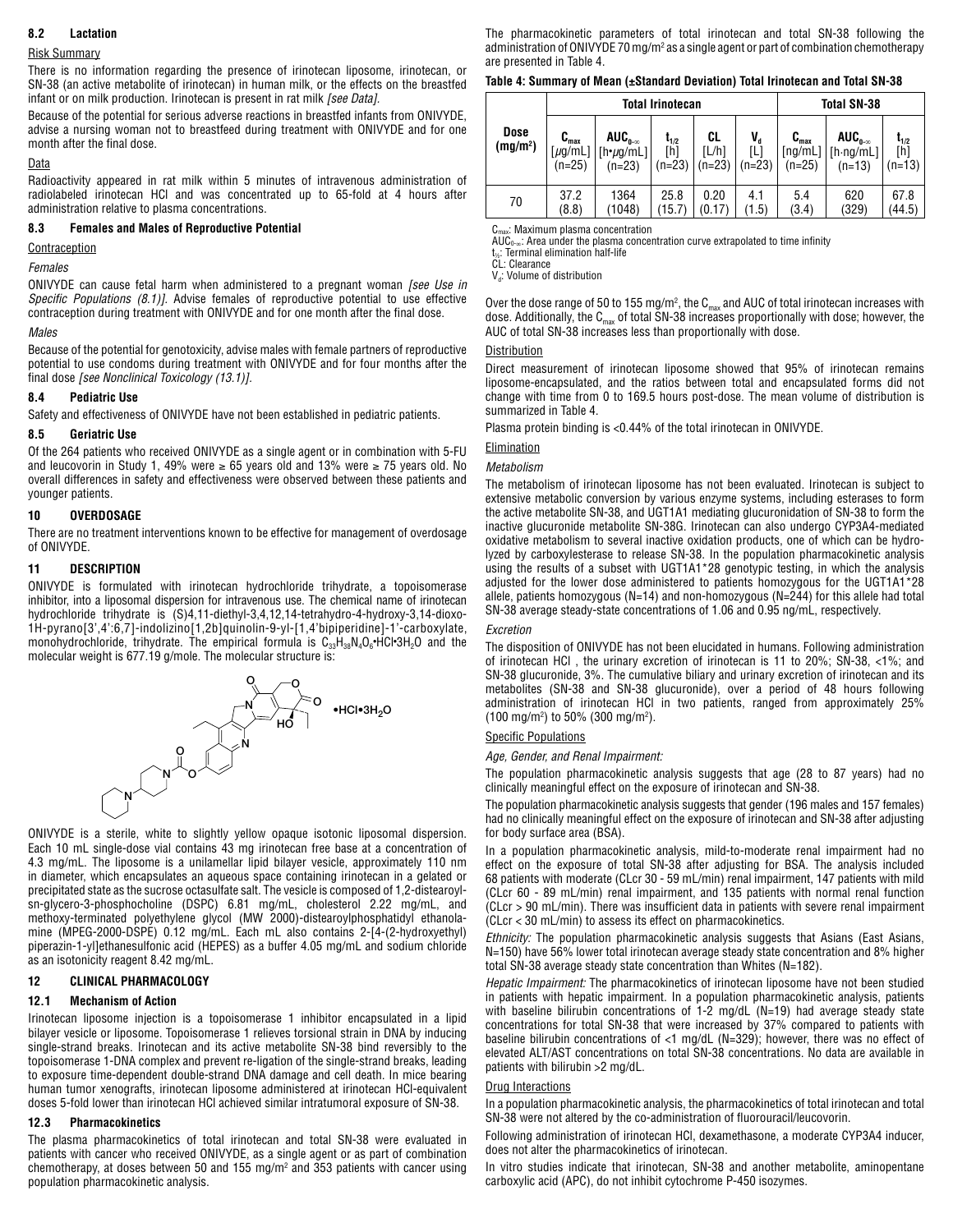### 8.2 Lactation

Risk Summary

There is no information regarding the presence of irinotecan liposome, irinotecan, or SN-38 (an active metabolite of irinotecan) in human milk, or the effects on the breastfed infant or on milk production. Irinotecan is present in rat milk *[see Data]*.

Because of the potential for serious adverse reactions in breastfed infants from ONIVYDE, advise a nursing woman not to breastfeed during treatment with ONIVYDE and for one month after the final dose.

Data

Radioactivity appeared in rat milk within 5 minutes of intravenous administration of radiolabeled irinotecan HCl and was concentrated up to 65-fold at 4 hours after administration relative to plasma concentrations.

### 8.3 Females and Males of Reproductive Potential

Contraception

*Females*

ONIVYDE can cause fetal harm when administered to a pregnant woman *[see Use in Specific Populations (8.1)]*. Advise females of reproductive potential to use effective contraception during treatment with ONIVYDE and for one month after the final dose.

*Males*

Because of the potential for genotoxicity, advise males with female partners of reproductive potential to use condoms during treatment with ONIVYDE and for four months after the final dose *[see Nonclinical Toxicology (13.1)]*.

### 8.4 Pediatric Use

Safety and effectiveness of ONIVYDE have not been established in pediatric patients.

### 8.5 Geriatric Use

Of the 264 patients who received ONIVYDE as a single agent or in combination with 5-FU and leucovorin in Study 1, 49% were ≥ 65 years old and 13% were ≥ 75 years old. No overall differences in safety and effectiveness were observed between these patients and younger patients.

## 10 OVERDOSAGE

There are no treatment interventions known to be effective for management of overdosage of ONIVYDE.

## 11 DESCRIPTION

ONIVYDE is formulated with irinotecan hydrochloride trihydrate, a topoisomerase inhibitor, into a liposomal dispersion for intravenous use. The chemical name of irinotecan hydrochloride trihydrate is (S)4,11-diethyl-3,4,12,14-tetrahydro-4-hydroxy-3,14-dioxo-1H-pyrano[3',4':6,7]-indolizino[1,2b]quinolin-9-yl-[1,4'bipiperidine]-1'-carboxylate, monohydrochloride, trihydrate. The empirical formula is $C_{33}H_{38}N_4O_6$•HCl•$3H_2O$ and the molecular weight is 677.19 g/mole. The molecular structure is:

•HCl•$3H_2O$

ONIVYDE is a sterile, white to slightly yellow opaque isotonic liposomal dispersion. Each 10 mL single-dose vial contains 43 mg irinotecan free base at a concentration of 4.3 mg/mL. The liposome is a unilamellar lipid bilayer vesicle, approximately 110 nm in diameter, which encapsulates an aqueous space containing irinotecan in a gelated or precipitated state as the sucrose octasulfate salt. The vesicle is composed of 1,2-distearoyl-sn-glycero-3-phosphocholine (DSPC) 6.81 mg/mL, cholesterol 2.22 mg/mL, and methoxy-terminated polyethylene glycol (MW 2000)-distearoylphosphatidyl ethanolamine (MPEG-2000-DSPE) 0.12 mg/mL. Each mL also contains 2-[4-(2-hydroxyethyl) piperazin-1-yl]ethanesulfonic acid (HEPES) as a buffer 4.05 mg/mL and sodium chloride as an isotonicity reagent 8.42 mg/mL.

## 12 CLINICAL PHARMACOLOGY

### 12.1 Mechanism of Action

Irinotecan liposome injection is a topoisomerase 1 inhibitor encapsulated in a lipid bilayer vesicle or liposome. Topoisomerase 1 relieves torsional strain in DNA by inducing single-strand breaks. Irinotecan and its active metabolite SN-38 bind reversibly to the topoisomerase 1-DNA complex and prevent re-ligation of the single-strand breaks, leading to exposure time-dependent double-strand DNA damage and cell death. In mice bearing human tumor xenografts, irinotecan liposome administered at irinotecan HCl-equivalent doses 5-fold lower than irinotecan HCl achieved similar intratumoral exposure of SN-38.

### 12.3 Pharmacokinetics

The plasma pharmacokinetics of total irinotecan and total SN-38 were evaluated in patients with cancer who received ONIVYDE, as a single agent or as part of combination chemotherapy, at doses between 50 and 155 mg/m² and 353 patients with cancer using population pharmacokinetic analysis.

The pharmacokinetic parameters of total irinotecan and total SN-38 following the administration of ONIVYDE 70 mg/m² as a single agent or part of combination chemotherapy are presented in Table 4.

**Table 4: Summary of Mean (±Standard Deviation) Total Irinotecan and Total SN-38**

| Dose (mg/m²) | Total Irinotecan | | | | | Total SN-38 | | |
|---|---|---|---|---|---|---|---|---|
| | $C_{max}$ [μg/mL] (n=25) | $AUC_{0-\infty}$ [h•μg/mL] (n=23) | $t_{1/2}$ [h] (n=23) | CL [L/h] (n=23) | $V_d$ [L] (n=23) | $C_{max}$ [ng/mL] (n=25) | $AUC_{0-\infty}$ [h·ng/mL] (n=13) | $t_{1/2}$ [h] (n=13) |
| 70 | 37.2 (8.8) | 1364 (1048) | 25.8 (15.7) | 0.20 (0.17) | 4.1 (1.5) | 5.4 (3.4) | 620 (329) | 67.8 (44.5) |

$C_{max}$: Maximum plasma concentration
$AUC_{0-\infty}$: Area under the plasma concentration curve extrapolated to time infinity
$t_{1/2}$: Terminal elimination half-life
CL: Clearance
$V_d$: Volume of distribution

Over the dose range of 50 to 155 mg/m², the $C_{max}$ and AUC of total irinotecan increases with dose. Additionally, the $C_{max}$ of total SN-38 increases proportionally with dose; however, the AUC of total SN-38 increases less than proportionally with dose.

Distribution

Direct measurement of irinotecan liposome showed that 95% of irinotecan remains liposome-encapsulated, and the ratios between total and encapsulated forms did not change with time from 0 to 169.5 hours post-dose. The mean volume of distribution is summarized in Table 4.

Plasma protein binding is <0.44% of the total irinotecan in ONIVYDE.

Elimination

*Metabolism*

The metabolism of irinotecan liposome has not been evaluated. Irinotecan is subject to extensive metabolic conversion by various enzyme systems, including esterases to form the active metabolite SN-38, and UGT1A1 mediating glucuronidation of SN-38 to form the inactive glucuronide metabolite SN-38G. Irinotecan can also undergo CYP3A4-mediated oxidative metabolism to several inactive oxidation products, one of which can be hydrolyzed by carboxylesterase to release SN-38. In the population pharmacokinetic analysis using the results of a subset with UGT1A1*28 genotypic testing, in which the analysis adjusted for the lower dose administered to patients homozygous for the UGT1A1*28 allele, patients homozygous (N=14) and non-homozygous (N=244) for this allele had total SN-38 average steady-state concentrations of 1.06 and 0.95 ng/mL, respectively.

*Excretion*

The disposition of ONIVYDE has not been elucidated in humans. Following administration of irinotecan HCl , the urinary excretion of irinotecan is 11 to 20%; SN-38, <1%; and SN-38 glucuronide, 3%. The cumulative biliary and urinary excretion of irinotecan and its metabolites (SN-38 and SN-38 glucuronide), over a period of 48 hours following administration of irinotecan HCl in two patients, ranged from approximately 25% (100 mg/m²) to 50% (300 mg/m²).

Specific Populations

*Age, Gender, and Renal Impairment:*

The population pharmacokinetic analysis suggests that age (28 to 87 years) had no clinically meaningful effect on the exposure of irinotecan and SN-38.

The population pharmacokinetic analysis suggests that gender (196 males and 157 females) had no clinically meaningful effect on the exposure of irinotecan and SN-38 after adjusting for body surface area (BSA).

In a population pharmacokinetic analysis, mild-to-moderate renal impairment had no effect on the exposure of total SN-38 after adjusting for BSA. The analysis included 68 patients with moderate (CLcr 30 - 59 mL/min) renal impairment, 147 patients with mild (CLcr 60 - 89 mL/min) renal impairment, and 135 patients with normal renal function (CLcr > 90 mL/min). There was insufficient data in patients with severe renal impairment (CLcr < 30 mL/min) to assess its effect on pharmacokinetics.

*Ethnicity:* The population pharmacokinetic analysis suggests that Asians (East Asians, N=150) have 56% lower total irinotecan average steady state concentration and 8% higher total SN-38 average steady state concentration than Whites (N=182).

*Hepatic Impairment:* The pharmacokinetics of irinotecan liposome have not been studied in patients with hepatic impairment. In a population pharmacokinetic analysis, patients with baseline bilirubin concentrations of 1-2 mg/dL (N=19) had average steady state concentrations for total SN-38 that were increased by 37% compared to patients with baseline bilirubin concentrations of <1 mg/dL (N=329); however, there was no effect of elevated ALT/AST concentrations on total SN-38 concentrations. No data are available in patients with bilirubin >2 mg/dL.

Drug Interactions

In a population pharmacokinetic analysis, the pharmacokinetics of total irinotecan and total SN-38 were not altered by the co-administration of fluorouracil/leucovorin.

Following administration of irinotecan HCl, dexamethasone, a moderate CYP3A4 inducer, does not alter the pharmacokinetics of irinotecan.

In vitro studies indicate that irinotecan, SN-38 and another metabolite, aminopentane carboxylic acid (APC), do not inhibit cytochrome P-450 isozymes.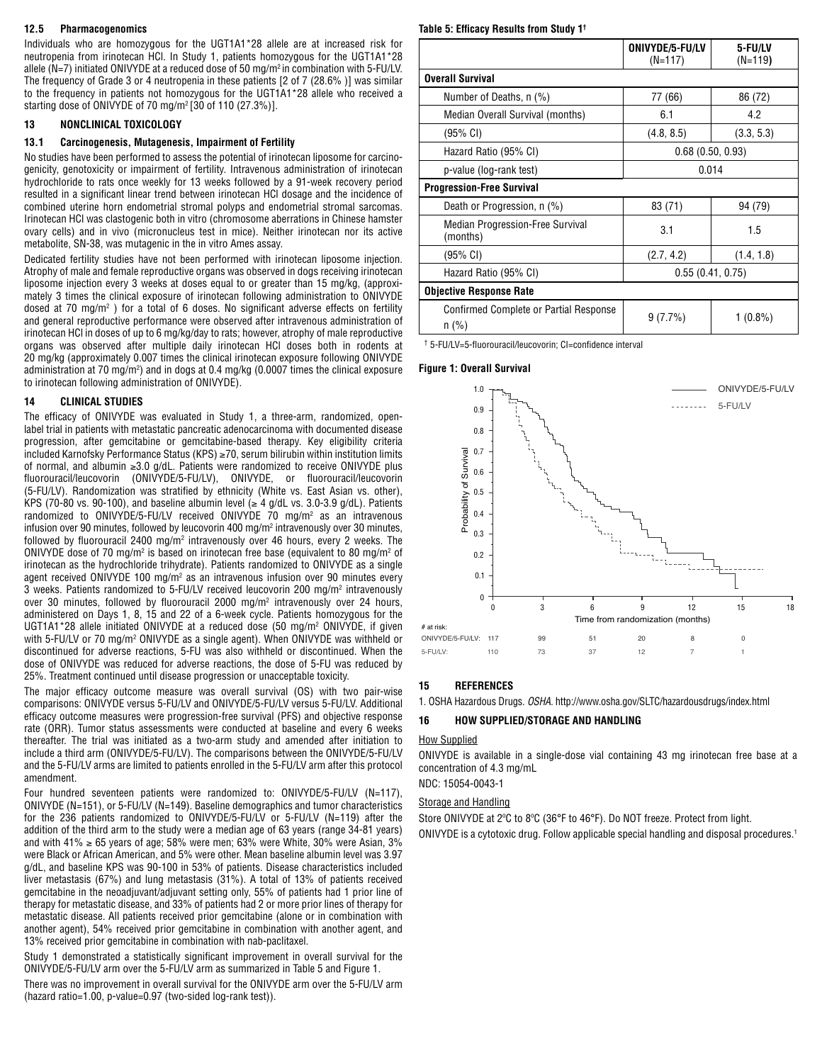### 12.5 Pharmacogenomics

Individuals who are homozygous for the UGT1A1*28 allele are at increased risk for neutropenia from irinotecan HCl. In Study 1, patients homozygous for the UGT1A1*28 allele (N=7) initiated ONIVYDE at a reduced dose of 50 mg/m² in combination with 5-FU/LV. The frequency of Grade 3 or 4 neutropenia in these patients [2 of 7 (28.6% )] was similar to the frequency in patients not homozygous for the UGT1A1*28 allele who received a starting dose of ONIVYDE of 70 mg/m² [30 of 110 (27.3%)].

## 13 NONCLINICAL TOXICOLOGY

### 13.1 Carcinogenesis, Mutagenesis, Impairment of Fertility

No studies have been performed to assess the potential of irinotecan liposome for carcinogenicity, genotoxicity or impairment of fertility. Intravenous administration of irinotecan hydrochloride to rats once weekly for 13 weeks followed by a 91-week recovery period resulted in a significant linear trend between irinotecan HCl dosage and the incidence of combined uterine horn endometrial stromal polyps and endometrial stromal sarcomas. Irinotecan HCl was clastogenic both in vitro (chromosome aberrations in Chinese hamster ovary cells) and in vivo (micronucleus test in mice). Neither irinotecan nor its active metabolite, SN-38, was mutagenic in the in vitro Ames assay.

Dedicated fertility studies have not been performed with irinotecan liposome injection. Atrophy of male and female reproductive organs was observed in dogs receiving irinotecan liposome injection every 3 weeks at doses equal to or greater than 15 mg/kg, (approximately 3 times the clinical exposure of irinotecan following administration to ONIVYDE dosed at 70 mg/m² ) for a total of 6 doses. No significant adverse effects on fertility and general reproductive performance were observed after intravenous administration of irinotecan HCl in doses of up to 6 mg/kg/day to rats; however, atrophy of male reproductive organs was observed after multiple daily irinotecan HCl doses both in rodents at 20 mg/kg (approximately 0.007 times the clinical irinotecan exposure following ONIVYDE administration at 70 mg/m²) and in dogs at 0.4 mg/kg (0.0007 times the clinical exposure to irinotecan following administration of ONIVYDE).

## 14 CLINICAL STUDIES

The efficacy of ONIVYDE was evaluated in Study 1, a three-arm, randomized, open-label trial in patients with metastatic pancreatic adenocarcinoma with documented disease progression, after gemcitabine or gemcitabine-based therapy. Key eligibility criteria included Karnofsky Performance Status (KPS) ≥70, serum bilirubin within institution limits of normal, and albumin ≥3.0 g/dL. Patients were randomized to receive ONIVYDE plus fluorouracil/leucovorin (ONIVYDE/5-FU/LV), ONIVYDE, or fluorouracil/leucovorin (5-FU/LV). Randomization was stratified by ethnicity (White vs. East Asian vs. other), KPS (70-80 vs. 90-100), and baseline albumin level (≥ 4 g/dL vs. 3.0-3.9 g/dL). Patients randomized to ONIVYDE/5-FU/LV received ONIVYDE 70 mg/m² as an intravenous infusion over 90 minutes, followed by leucovorin 400 mg/m² intravenously over 30 minutes, followed by fluorouracil 2400 mg/m² intravenously over 46 hours, every 2 weeks. The ONIVYDE dose of 70 mg/m² is based on irinotecan free base (equivalent to 80 mg/m² of irinotecan as the hydrochloride trihydrate). Patients randomized to ONIVYDE as a single agent received ONIVYDE 100 mg/m² as an intravenous infusion over 90 minutes every 3 weeks. Patients randomized to 5-FU/LV received leucovorin 200 mg/m² intravenously over 30 minutes, followed by fluorouracil 2000 mg/m² intravenously over 24 hours, administered on Days 1, 8, 15 and 22 of a 6-week cycle. Patients homozygous for the UGT1A1*28 allele initiated ONIVYDE at a reduced dose (50 mg/m² ONIVYDE, if given with 5-FU/LV or 70 mg/m² ONIVYDE as a single agent). When ONIVYDE was withheld or discontinued for adverse reactions, 5-FU was also withheld or discontinued. When the dose of ONIVYDE was reduced for adverse reactions, the dose of 5-FU was reduced by 25%. Treatment continued until disease progression or unacceptable toxicity.

The major efficacy outcome measure was overall survival (OS) with two pair-wise comparisons: ONIVYDE versus 5-FU/LV and ONIVYDE/5-FU/LV versus 5-FU/LV. Additional efficacy outcome measures were progression-free survival (PFS) and objective response rate (ORR). Tumor status assessments were conducted at baseline and every 6 weeks thereafter. The trial was initiated as a two-arm study and amended after initiation to include a third arm (ONIVYDE/5-FU/LV). The comparisons between the ONIVYDE/5-FU/LV and the 5-FU/LV arms are limited to patients enrolled in the 5-FU/LV arm after this protocol amendment.

Four hundred seventeen patients were randomized to: ONIVYDE/5-FU/LV (N=117), ONIVYDE (N=151), or 5-FU/LV (N=149). Baseline demographics and tumor characteristics for the 236 patients randomized to ONIVYDE/5-FU/LV or 5-FU/LV (N=119) after the addition of the third arm to the study were a median age of 63 years (range 34-81 years) and with 41% ≥ 65 years of age; 58% were men; 63% were White, 30% were Asian, 3% were Black or African American, and 5% were other. Mean baseline albumin level was 3.97 g/dL, and baseline KPS was 90-100 in 53% of patients. Disease characteristics included liver metastasis (67%) and lung metastasis (31%). A total of 13% of patients received gemcitabine in the neoadjuvant/adjuvant setting only, 55% of patients had 1 prior line of therapy for metastatic disease, and 33% of patients had 2 or more prior lines of therapy for metastatic disease. All patients received prior gemcitabine (alone or in combination with another agent), 54% received prior gemcitabine in combination with another agent, and 13% received prior gemcitabine in combination with nab-paclitaxel.

Study 1 demonstrated a statistically significant improvement in overall survival for the ONIVYDE/5-FU/LV arm over the 5-FU/LV arm as summarized in Table 5 and Figure 1.

There was no improvement in overall survival for the ONIVYDE arm over the 5-FU/LV arm (hazard ratio=1.00, p-value=0.97 (two-sided log-rank test)).

**Table 5: Efficacy Results from Study 1†**

| | ONIVYDE/5-FU/LV (N=117) | 5-FU/LV (N=119) |
|---|---|---|
| **Overall Survival** | | |
| Number of Deaths, n (%) | 77 (66) | 86 (72) |
| Median Overall Survival (months) | 6.1 | 4.2 |
| (95% CI) | (4.8, 8.5) | (3.3, 5.3) |
| Hazard Ratio (95% CI) | 0.68 (0.50, 0.93) | |
| p-value (log-rank test) | 0.014 | |
| **Progression-Free Survival** | | |
| Death or Progression, n (%) | 83 (71) | 94 (79) |
| Median Progression-Free Survival (months) | 3.1 | 1.5 |
| (95% CI) | (2.7, 4.2) | (1.4, 1.8) |
| Hazard Ratio (95% CI) | 0.55 (0.41, 0.75) | |
| **Objective Response Rate** | | |
| Confirmed Complete or Partial Response n (%) | 9 (7.7%) | 1 (0.8%) |

† 5-FU/LV=5-fluorouracil/leucovorin; CI=confidence interval

**Figure 1: Overall Survival**

| # at risk: | 0 | 3 | 6 | 9 | 12 | 15 |
|---|---|---|---|---|---|---|
| ONIVYDE/5-FU/LV: | 117 | 99 | 51 | 20 | 8 | 0 |
| 5-FU/LV: | 110 | 73 | 37 | 12 | 7 | 1 |

## 15 REFERENCES

1. OSHA Hazardous Drugs. *OSHA.* http://www.osha.gov/SLTC/hazardousdrugs/index.html

## 16 HOW SUPPLIED/STORAGE AND HANDLING

How Supplied

ONIVYDE is available in a single-dose vial containing 43 mg irinotecan free base at a concentration of 4.3 mg/mL

NDC: 15054-0043-1

Storage and Handling

Store ONIVYDE at 2ºC to 8ºC (36°F to 46°F). Do NOT freeze. Protect from light.

ONIVYDE is a cytotoxic drug. Follow applicable special handling and disposal procedures.[1]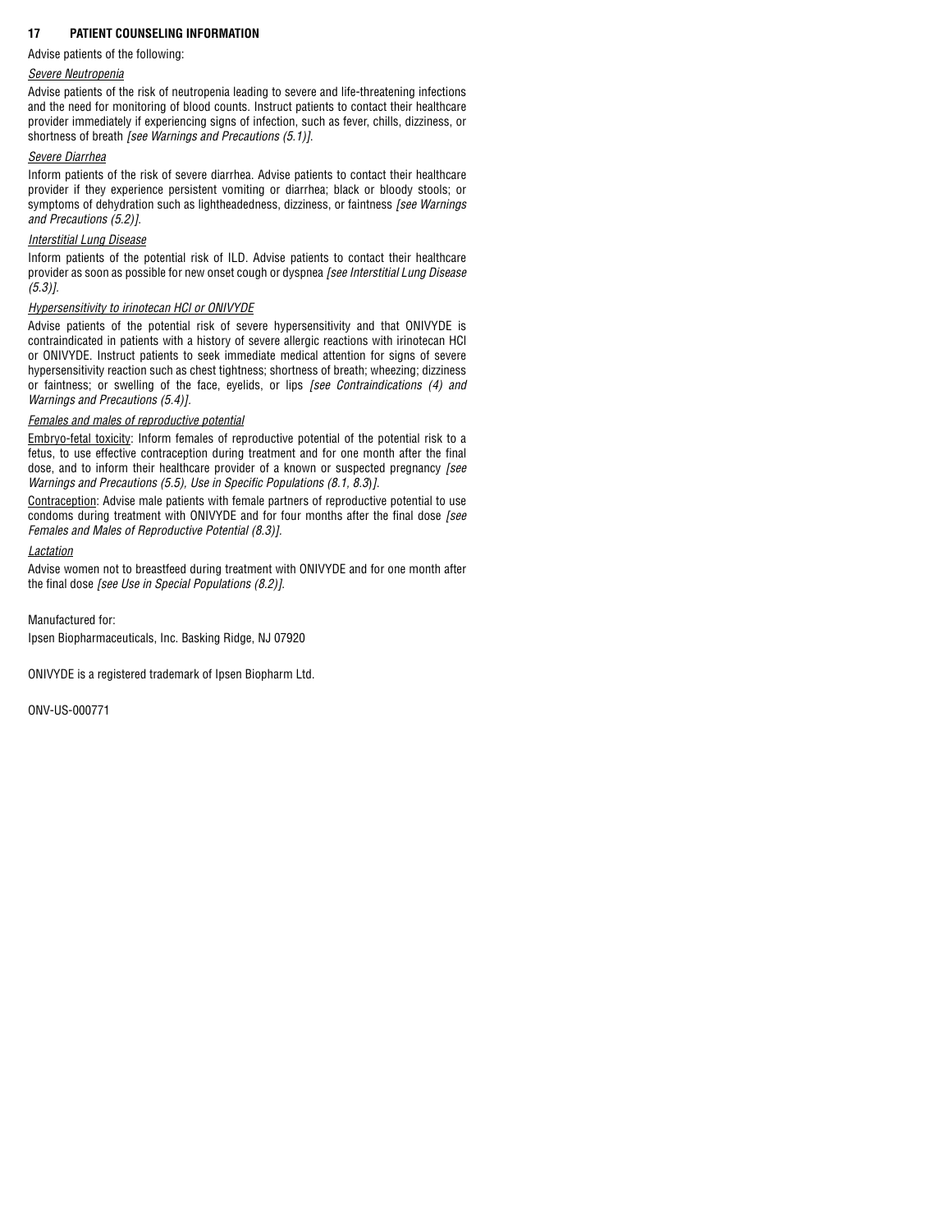## 17 PATIENT COUNSELING INFORMATION

Advise patients of the following:

*Severe Neutropenia*

Advise patients of the risk of neutropenia leading to severe and life-threatening infections and the need for monitoring of blood counts. Instruct patients to contact their healthcare provider immediately if experiencing signs of infection, such as fever, chills, dizziness, or shortness of breath *[see Warnings and Precautions (5.1)]*.

*Severe Diarrhea*

Inform patients of the risk of severe diarrhea. Advise patients to contact their healthcare provider if they experience persistent vomiting or diarrhea; black or bloody stools; or symptoms of dehydration such as lightheadedness, dizziness, or faintness *[see Warnings and Precautions (5.2)]*.

*Interstitial Lung Disease*

Inform patients of the potential risk of ILD. Advise patients to contact their healthcare provider as soon as possible for new onset cough or dyspnea *[see Interstitial Lung Disease (5.3)]*.

*Hypersensitivity to irinotecan HCl or ONIVYDE*

Advise patients of the potential risk of severe hypersensitivity and that ONIVYDE is contraindicated in patients with a history of severe allergic reactions with irinotecan HCl or ONIVYDE. Instruct patients to seek immediate medical attention for signs of severe hypersensitivity reaction such as chest tightness; shortness of breath; wheezing; dizziness or faintness; or swelling of the face, eyelids, or lips *[see Contraindications (4) and Warnings and Precautions (5.4)]*.

*Females and males of reproductive potential*

Embryo-fetal toxicity: Inform females of reproductive potential of the potential risk to a fetus, to use effective contraception during treatment and for one month after the final dose, and to inform their healthcare provider of a known or suspected pregnancy *[see Warnings and Precautions (5.5), Use in Specific Populations (8.1, 8.3)]*.

Contraception: Advise male patients with female partners of reproductive potential to use condoms during treatment with ONIVYDE and for four months after the final dose *[see Females and Males of Reproductive Potential (8.3)]*.

*Lactation*

Advise women not to breastfeed during treatment with ONIVYDE and for one month after the final dose *[see Use in Special Populations (8.2)]*.

Manufactured for:

Ipsen Biopharmaceuticals, Inc. Basking Ridge, NJ 07920

ONIVYDE is a registered trademark of Ipsen Biopharm Ltd.

ONV-US-000771